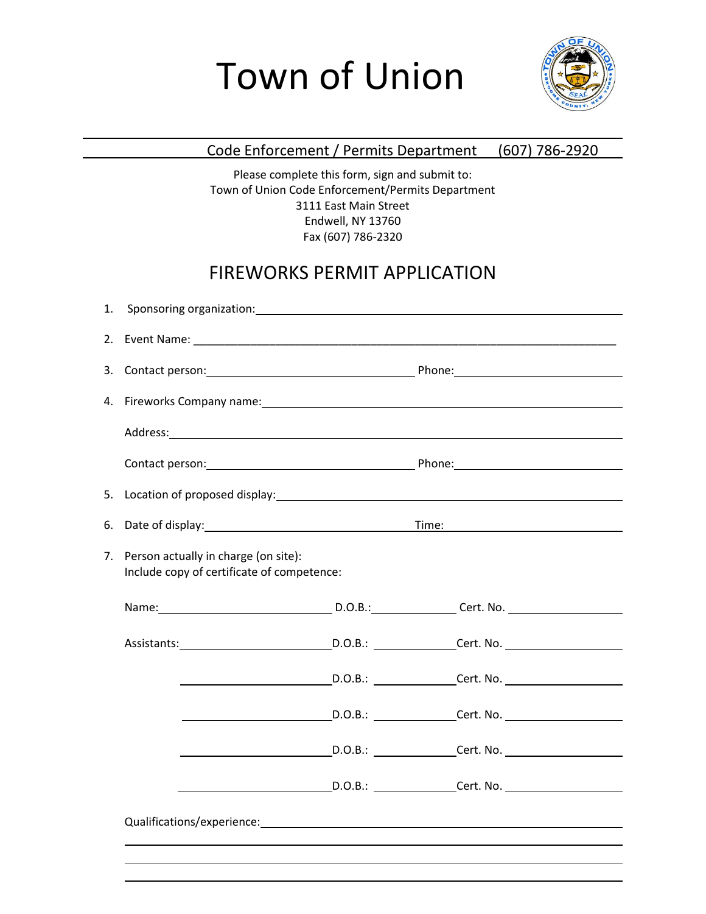# Town of Union

Code Enforcement / Permits Department (607) 786-2920

Please complete this form, sign and submit to:
Town of Union Code Enforcement/Permits Department
3111 East Main Street
Endwell, NY 13760
Fax (607) 786-2320

## FIREWORKS PERMIT APPLICATION

1. Sponsoring organization: ______________________________

2. Event Name: ______________________________

3. Contact person: ______________________________ Phone: ______________________________

4. Fireworks Company name: ______________________________

   Address: ______________________________

   Contact person: ______________________________ Phone: ______________________________

5. Location of proposed display: ______________________________

6. Date of display: ______________________________ Time: ______________________________

7. Person actually in charge (on site):
   Include copy of certificate of competence:

   Name: ______________________ D.O.B.: ____________ Cert. No. ______________

   Assistants: ______________________ D.O.B.: ____________ Cert. No. ______________

   ______________________ D.O.B.: ____________ Cert. No. ______________

   ______________________ D.O.B.: ____________ Cert. No. ______________

   ______________________ D.O.B.: ____________ Cert. No. ______________

   ______________________ D.O.B.: ____________ Cert. No. ______________

   Qualifications/experience: ______________________________

   ______________________________

   ______________________________

   ______________________________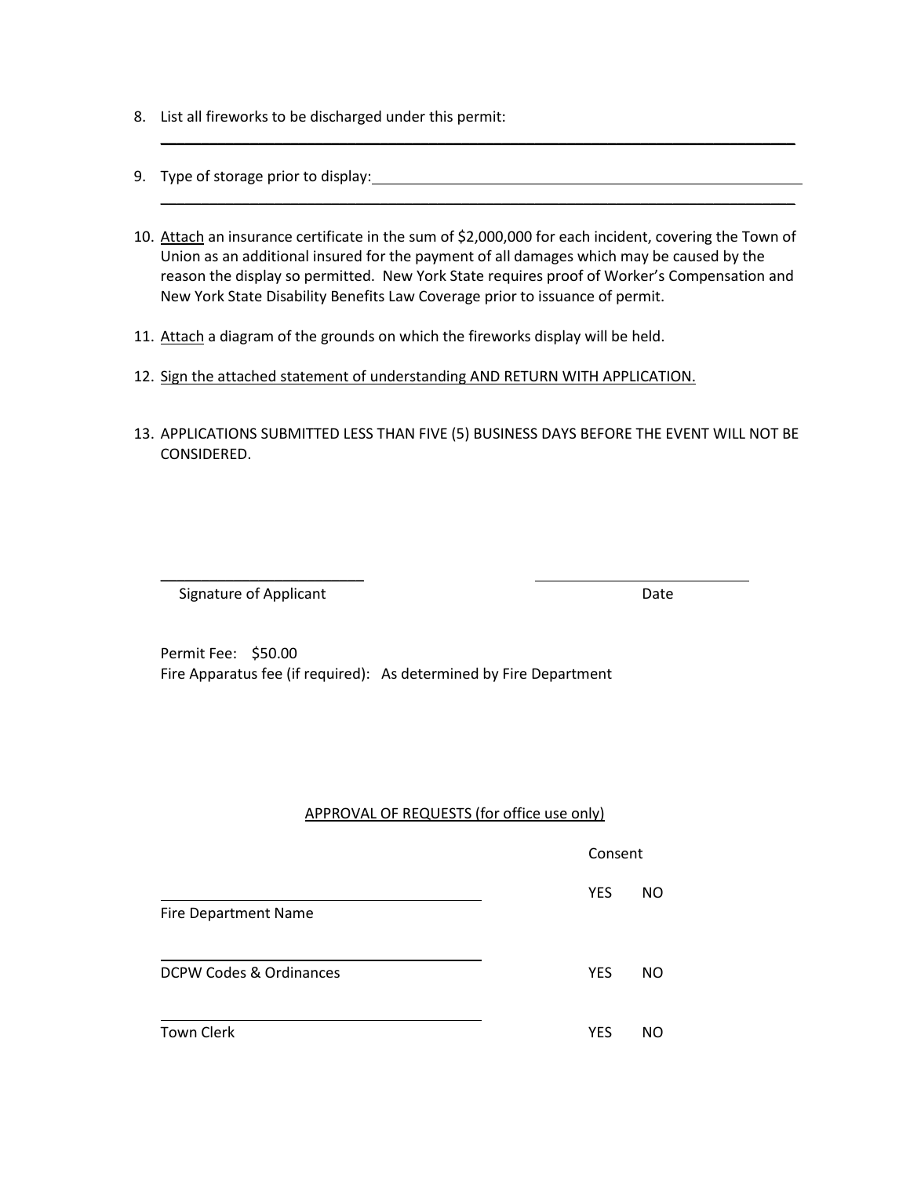8. List all fireworks to be discharged under this permit:
______________________________________________________________________________

9. Type of storage prior to display:______________________________________________________
______________________________________________________________________________

10. <u>Attach</u> an insurance certificate in the sum of $2,000,000 for each incident, covering the Town of Union as an additional insured for the payment of all damages which may be caused by the reason the display so permitted. New York State requires proof of Worker's Compensation and New York State Disability Benefits Law Coverage prior to issuance of permit.

11. <u>Attach</u> a diagram of the grounds on which the fireworks display will be held.

12. <u>Sign the attached statement of understanding AND RETURN WITH APPLICATION.</u>

13. APPLICATIONS SUBMITTED LESS THAN FIVE (5) BUSINESS DAYS BEFORE THE EVENT WILL NOT BE CONSIDERED.

_________________________ _________________________
Signature of Applicant Date

Permit Fee: $50.00
Fire Apparatus fee (if required): As determined by Fire Department

<u>APPROVAL OF REQUESTS (for office use only)</u>

| | Consent | |
|---|---|---|
| ______________________________ Fire Department Name | YES | NO |
| ______________________________ DCPW Codes & Ordinances | YES | NO |
| ______________________________ Town Clerk | YES | NO |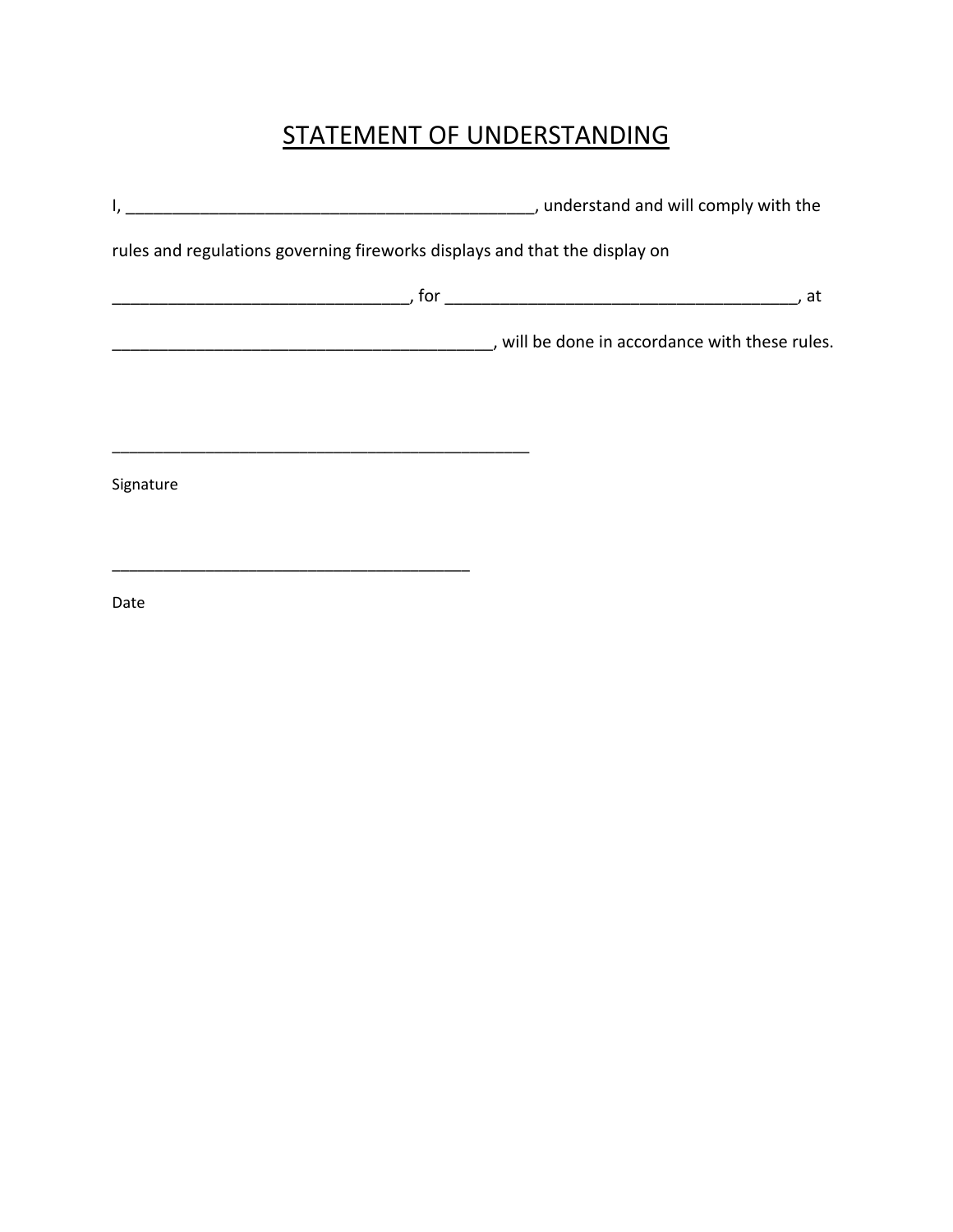# STATEMENT OF UNDERSTANDING

I, _____________________________________________, understand and will comply with the

rules and regulations governing fireworks displays and that the display on

________________________________, for ______________________________________, at

_________________________________________, will be done in accordance with these rules.

_______________________________________________

Signature

________________________________________

Date